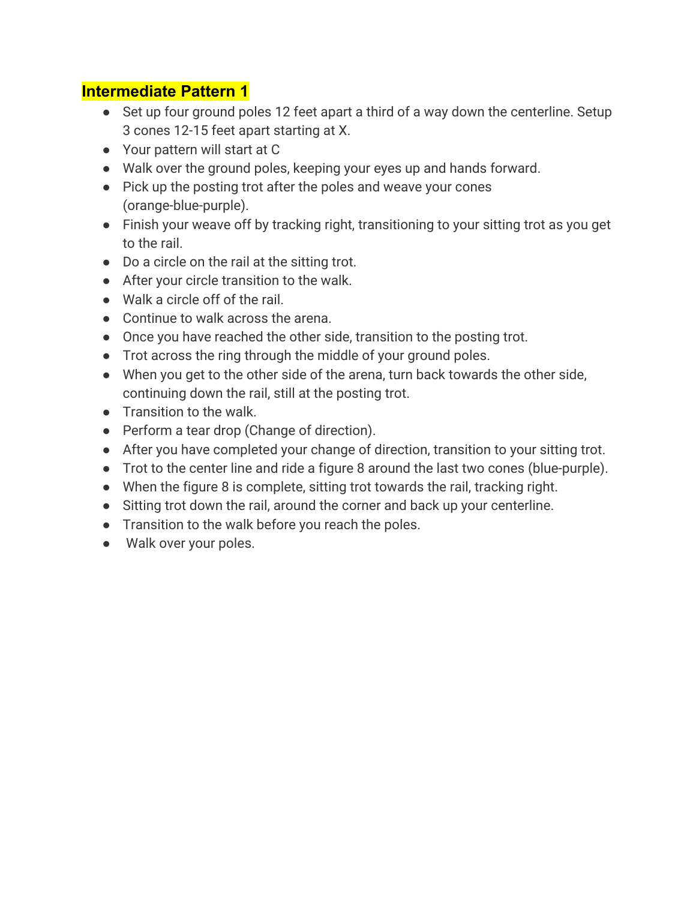## Intermediate Pattern 1

- Set up four ground poles 12 feet apart a third of a way down the centerline. Setup 3 cones 12-15 feet apart starting at X.
- Your pattern will start at C
- Walk over the ground poles, keeping your eyes up and hands forward.
- Pick up the posting trot after the poles and weave your cones (orange-blue-purple).
- Finish your weave off by tracking right, transitioning to your sitting trot as you get to the rail.
- Do a circle on the rail at the sitting trot.
- After your circle transition to the walk.
- Walk a circle off of the rail.
- Continue to walk across the arena.
- Once you have reached the other side, transition to the posting trot.
- Trot across the ring through the middle of your ground poles.
- When you get to the other side of the arena, turn back towards the other side, continuing down the rail, still at the posting trot.
- Transition to the walk.
- Perform a tear drop (Change of direction).
- After you have completed your change of direction, transition to your sitting trot.
- Trot to the center line and ride a figure 8 around the last two cones (blue-purple).
- When the figure 8 is complete, sitting trot towards the rail, tracking right.
- Sitting trot down the rail, around the corner and back up your centerline.
- Transition to the walk before you reach the poles.
- Walk over your poles.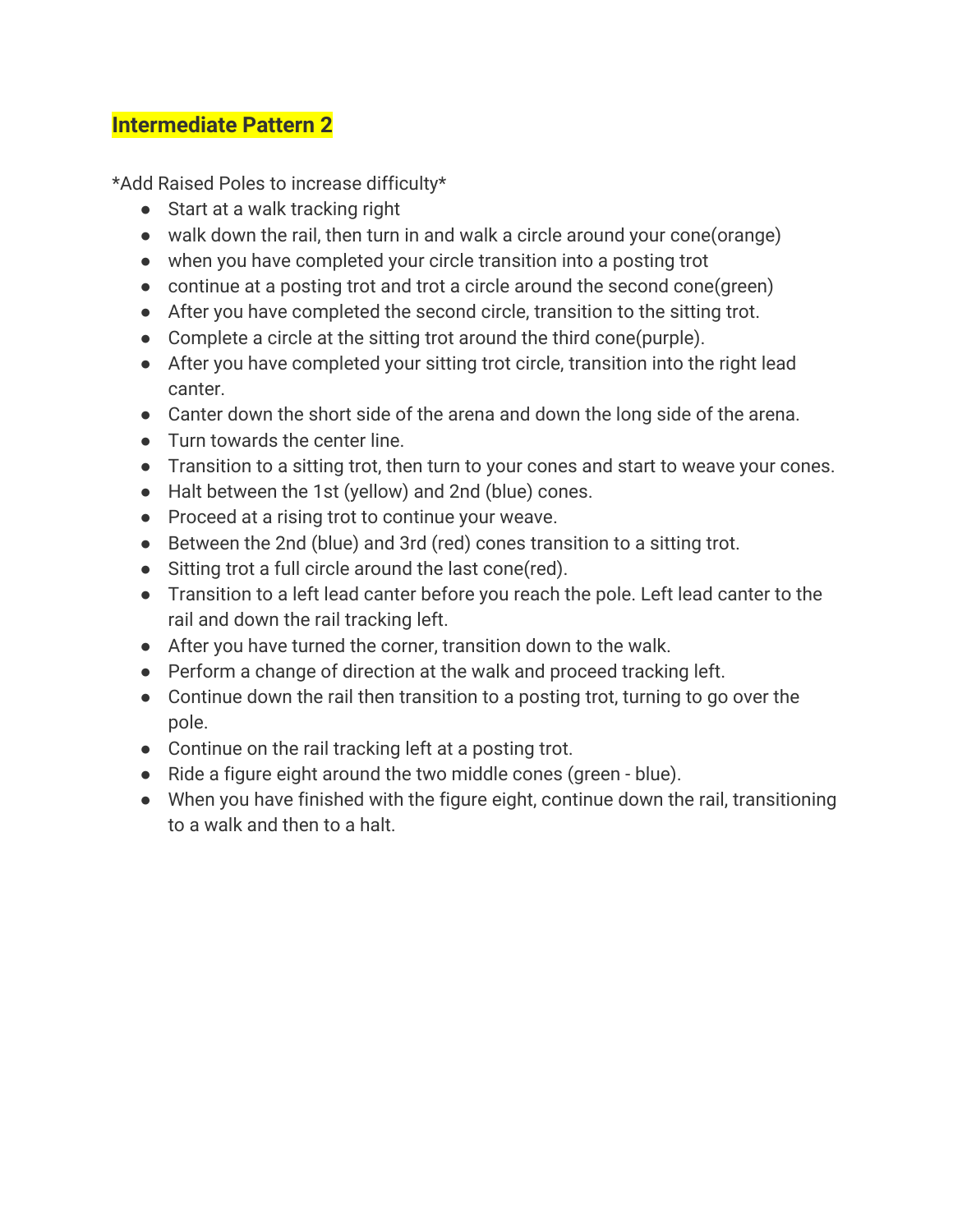## Intermediate Pattern 2

*Add Raised Poles to increase difficulty*

- Start at a walk tracking right
- walk down the rail, then turn in and walk a circle around your cone(orange)
- when you have completed your circle transition into a posting trot
- continue at a posting trot and trot a circle around the second cone(green)
- After you have completed the second circle, transition to the sitting trot.
- Complete a circle at the sitting trot around the third cone(purple).
- After you have completed your sitting trot circle, transition into the right lead canter.
- Canter down the short side of the arena and down the long side of the arena.
- Turn towards the center line.
- Transition to a sitting trot, then turn to your cones and start to weave your cones.
- Halt between the 1st (yellow) and 2nd (blue) cones.
- Proceed at a rising trot to continue your weave.
- Between the 2nd (blue) and 3rd (red) cones transition to a sitting trot.
- Sitting trot a full circle around the last cone(red).
- Transition to a left lead canter before you reach the pole. Left lead canter to the rail and down the rail tracking left.
- After you have turned the corner, transition down to the walk.
- Perform a change of direction at the walk and proceed tracking left.
- Continue down the rail then transition to a posting trot, turning to go over the pole.
- Continue on the rail tracking left at a posting trot.
- Ride a figure eight around the two middle cones (green - blue).
- When you have finished with the figure eight, continue down the rail, transitioning to a walk and then to a halt.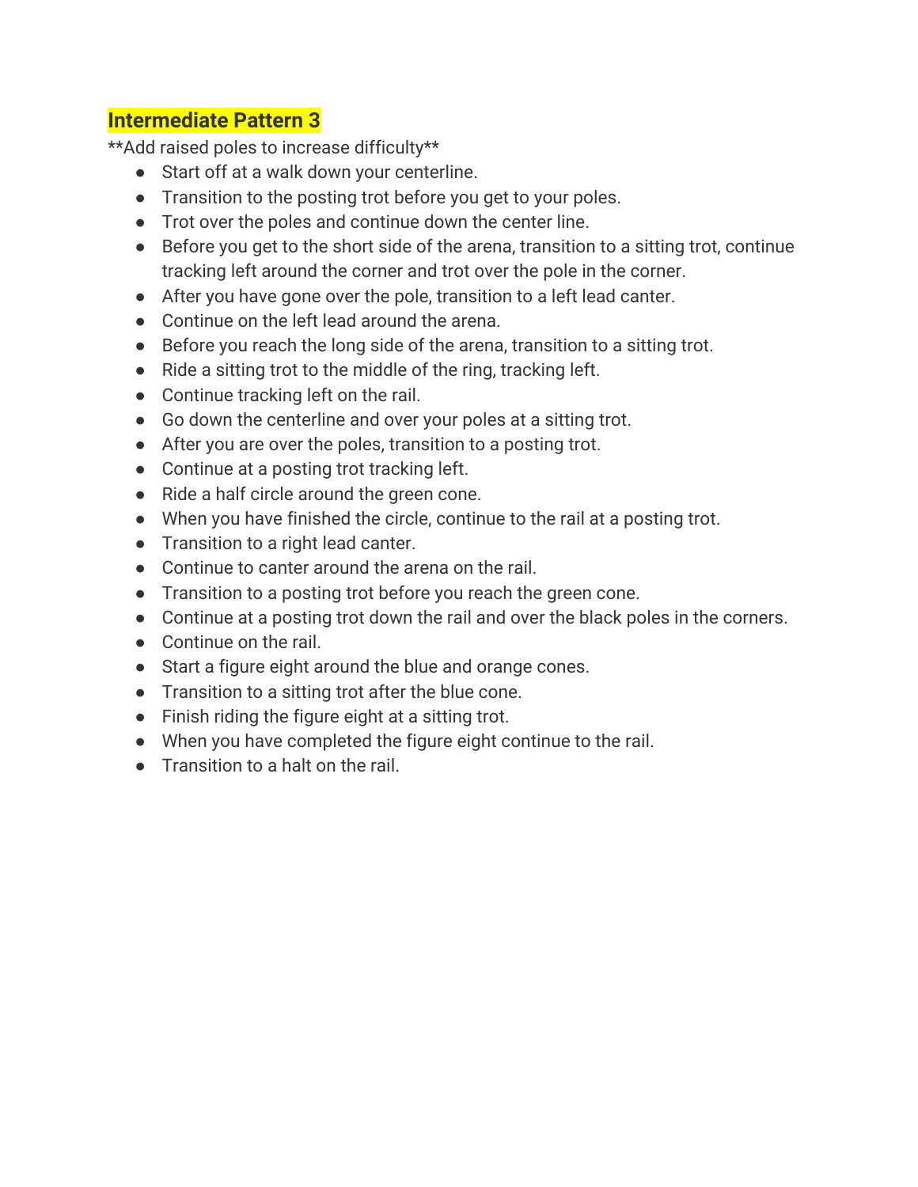## Intermediate Pattern 3

**Add raised poles to increase difficulty**

- Start off at a walk down your centerline.
- Transition to the posting trot before you get to your poles.
- Trot over the poles and continue down the center line.
- Before you get to the short side of the arena, transition to a sitting trot, continue tracking left around the corner and trot over the pole in the corner.
- After you have gone over the pole, transition to a left lead canter.
- Continue on the left lead around the arena.
- Before you reach the long side of the arena, transition to a sitting trot.
- Ride a sitting trot to the middle of the ring, tracking left.
- Continue tracking left on the rail.
- Go down the centerline and over your poles at a sitting trot.
- After you are over the poles, transition to a posting trot.
- Continue at a posting trot tracking left.
- Ride a half circle around the green cone.
- When you have finished the circle, continue to the rail at a posting trot.
- Transition to a right lead canter.
- Continue to canter around the arena on the rail.
- Transition to a posting trot before you reach the green cone.
- Continue at a posting trot down the rail and over the black poles in the corners.
- Continue on the rail.
- Start a figure eight around the blue and orange cones.
- Transition to a sitting trot after the blue cone.
- Finish riding the figure eight at a sitting trot.
- When you have completed the figure eight continue to the rail.
- Transition to a halt on the rail.